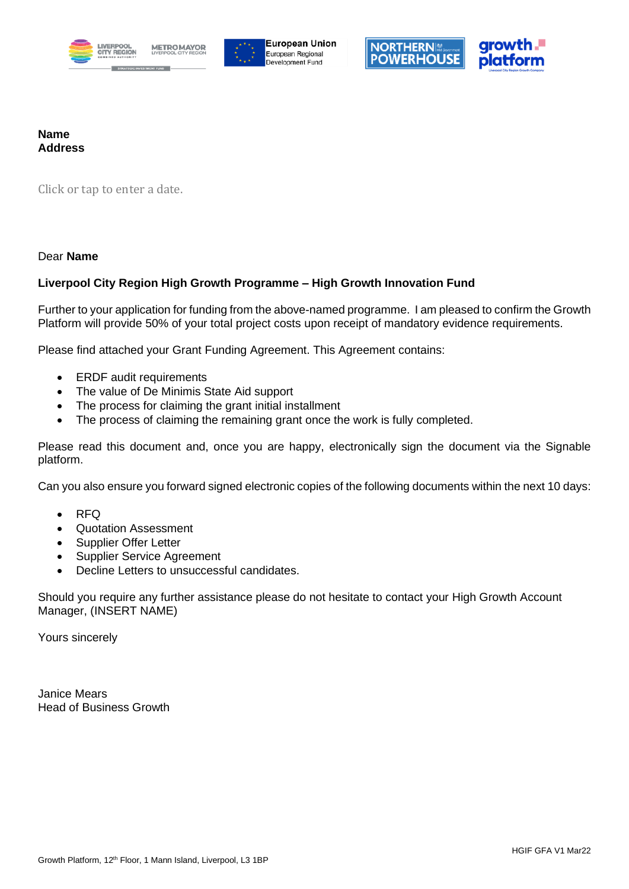**Name**
**Address**

Click or tap to enter a date.

Dear **Name**

**Liverpool City Region High Growth Programme – High Growth Innovation Fund**

Further to your application for funding from the above-named programme. I am pleased to confirm the Growth Platform will provide 50% of your total project costs upon receipt of mandatory evidence requirements.

Please find attached your Grant Funding Agreement. This Agreement contains:

- ERDF audit requirements
- The value of De Minimis State Aid support
- The process for claiming the grant initial installment
- The process of claiming the remaining grant once the work is fully completed.

Please read this document and, once you are happy, electronically sign the document via the Signable platform.

Can you also ensure you forward signed electronic copies of the following documents within the next 10 days:

- RFQ
- Quotation Assessment
- Supplier Offer Letter
- Supplier Service Agreement
- Decline Letters to unsuccessful candidates.

Should you require any further assistance please do not hesitate to contact your High Growth Account Manager, (INSERT NAME)

Yours sincerely

Janice Mears
Head of Business Growth

Growth Platform, 12th Floor, 1 Mann Island, Liverpool, L3 1BP

HGIF GFA V1 Mar22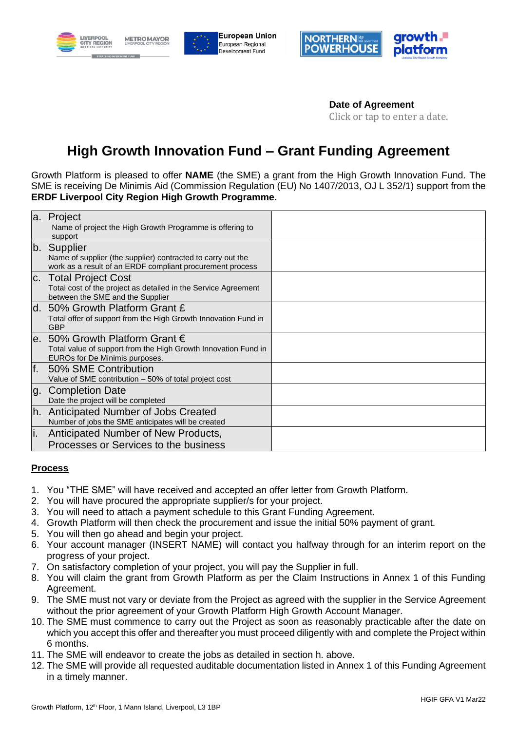**Date of Agreement**
Click or tap to enter a date.

# High Growth Innovation Fund – Grant Funding Agreement

Growth Platform is pleased to offer **NAME** (the SME) a grant from the High Growth Innovation Fund. The SME is receiving De Minimis Aid (Commission Regulation (EU) No 1407/2013, OJ L 352/1) support from the **ERDF Liverpool City Region High Growth Programme.**

| | |
|---|---|
| a. Project<br>Name of project the High Growth Programme is offering to support | |
| b. Supplier<br>Name of supplier (the supplier) contracted to carry out the work as a result of an ERDF compliant procurement process | |
| c. Total Project Cost<br>Total cost of the project as detailed in the Service Agreement between the SME and the Supplier | |
| d. 50% Growth Platform Grant £<br>Total offer of support from the High Growth Innovation Fund in GBP | |
| e. 50% Growth Platform Grant €<br>Total value of support from the High Growth Innovation Fund in EUROs for De Minimis purposes. | |
| f. 50% SME Contribution<br>Value of SME contribution – 50% of total project cost | |
| g. Completion Date<br>Date the project will be completed | |
| h. Anticipated Number of Jobs Created<br>Number of jobs the SME anticipates will be created | |
| i. Anticipated Number of New Products, Processes or Services to the business | |

**Process**

1. You "THE SME" will have received and accepted an offer letter from Growth Platform.
2. You will have procured the appropriate supplier/s for your project.
3. You will need to attach a payment schedule to this Grant Funding Agreement.
4. Growth Platform will then check the procurement and issue the initial 50% payment of grant.
5. You will then go ahead and begin your project.
6. Your account manager (INSERT NAME) will contact you halfway through for an interim report on the progress of your project.
7. On satisfactory completion of your project, you will pay the Supplier in full.
8. You will claim the grant from Growth Platform as per the Claim Instructions in Annex 1 of this Funding Agreement.
9. The SME must not vary or deviate from the Project as agreed with the supplier in the Service Agreement without the prior agreement of your Growth Platform High Growth Account Manager.
10. The SME must commence to carry out the Project as soon as reasonably practicable after the date on which you accept this offer and thereafter you must proceed diligently with and complete the Project within 6 months.
11. The SME will endeavor to create the jobs as detailed in section h. above.
12. The SME will provide all requested auditable documentation listed in Annex 1 of this Funding Agreement in a timely manner.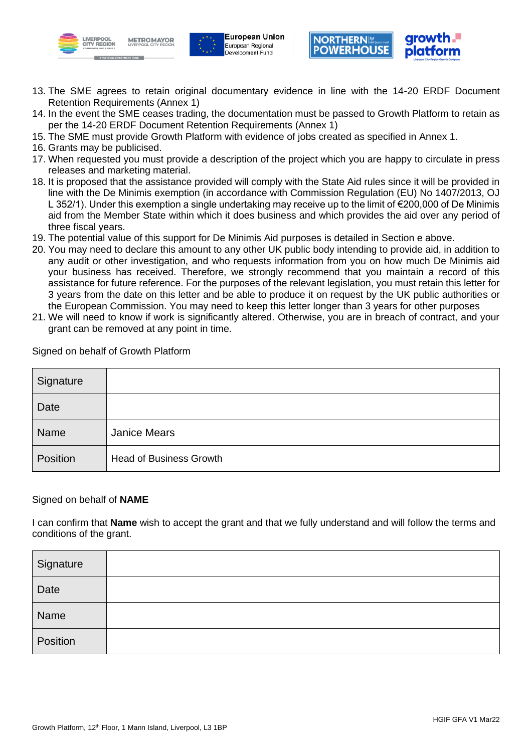13. The SME agrees to retain original documentary evidence in line with the 14-20 ERDF Document Retention Requirements (Annex 1)
14. In the event the SME ceases trading, the documentation must be passed to Growth Platform to retain as per the 14-20 ERDF Document Retention Requirements (Annex 1)
15. The SME must provide Growth Platform with evidence of jobs created as specified in Annex 1.
16. Grants may be publicised.
17. When requested you must provide a description of the project which you are happy to circulate in press releases and marketing material.
18. It is proposed that the assistance provided will comply with the State Aid rules since it will be provided in line with the De Minimis exemption (in accordance with Commission Regulation (EU) No 1407/2013, OJ L 352/1). Under this exemption a single undertaking may receive up to the limit of €200,000 of De Minimis aid from the Member State within which it does business and which provides the aid over any period of three fiscal years.
19. The potential value of this support for De Minimis Aid purposes is detailed in Section e above.
20. You may need to declare this amount to any other UK public body intending to provide aid, in addition to any audit or other investigation, and who requests information from you on how much De Minimis aid your business has received. Therefore, we strongly recommend that you maintain a record of this assistance for future reference. For the purposes of the relevant legislation, you must retain this letter for 3 years from the date on this letter and be able to produce it on request by the UK public authorities or the European Commission. You may need to keep this letter longer than 3 years for other purposes
21. We will need to know if work is significantly altered. Otherwise, you are in breach of contract, and your grant can be removed at any point in time.

Signed on behalf of Growth Platform

| Signature | |
|---|---|
| Date | |
| Name | Janice Mears |
| Position | Head of Business Growth |

Signed on behalf of **NAME**

I can confirm that **Name** wish to accept the grant and that we fully understand and will follow the terms and conditions of the grant.

| Signature | |
|---|---|
| Date | |
| Name | |
| Position | |

Growth Platform, 12th Floor, 1 Mann Island, Liverpool, L3 1BP

HGIF GFA V1 Mar22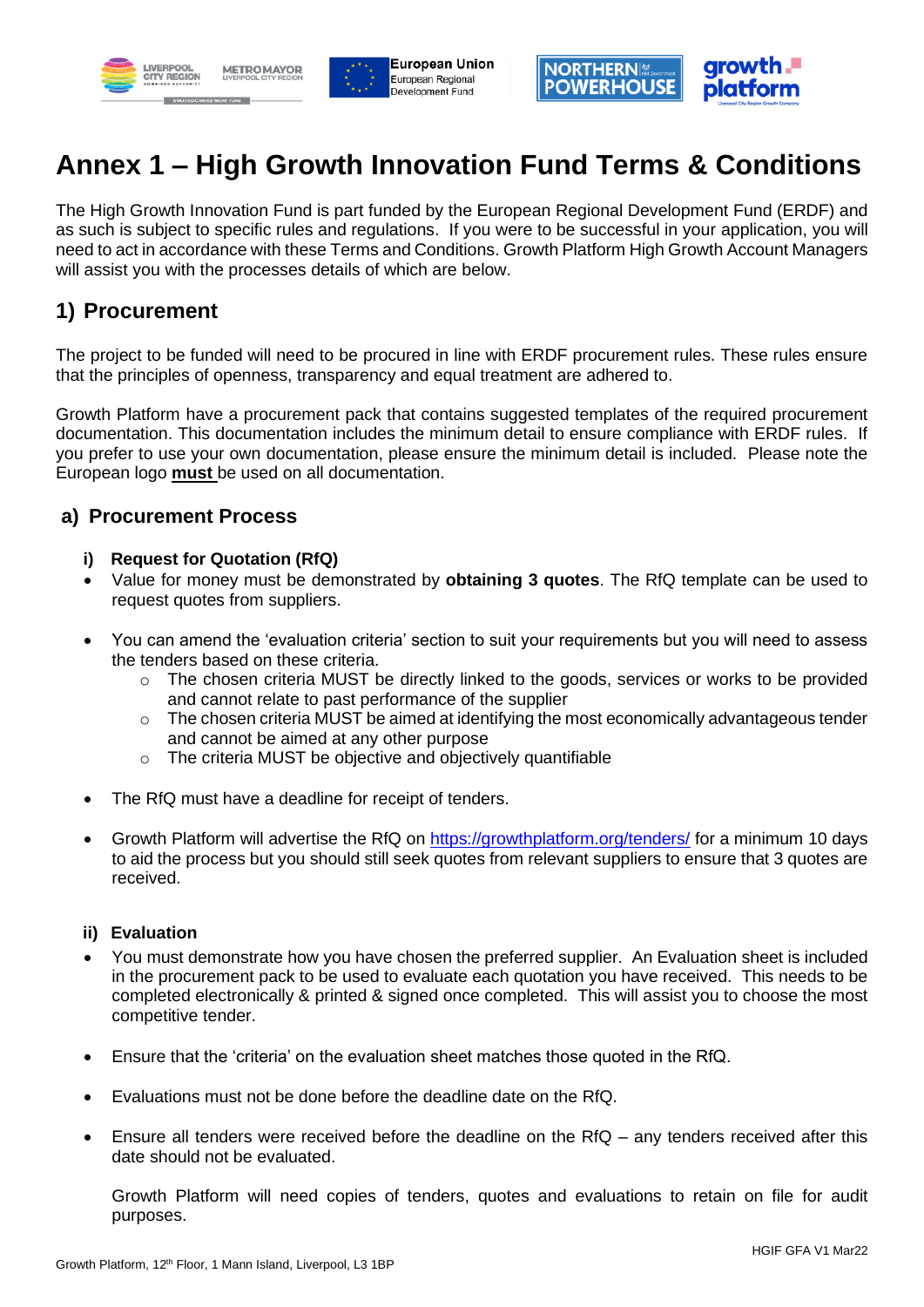# Annex 1 – High Growth Innovation Fund Terms & Conditions

The High Growth Innovation Fund is part funded by the European Regional Development Fund (ERDF) and as such is subject to specific rules and regulations. If you were to be successful in your application, you will need to act in accordance with these Terms and Conditions. Growth Platform High Growth Account Managers will assist you with the processes details of which are below.

## 1) Procurement

The project to be funded will need to be procured in line with ERDF procurement rules. These rules ensure that the principles of openness, transparency and equal treatment are adhered to.

Growth Platform have a procurement pack that contains suggested templates of the required procurement documentation. This documentation includes the minimum detail to ensure compliance with ERDF rules. If you prefer to use your own documentation, please ensure the minimum detail is included. Please note the European logo **must** be used on all documentation.

### a) Procurement Process

#### i) Request for Quotation (RfQ)

- Value for money must be demonstrated by **obtaining 3 quotes**. The RfQ template can be used to request quotes from suppliers.

- You can amend the 'evaluation criteria' section to suit your requirements but you will need to assess the tenders based on these criteria.
  - The chosen criteria MUST be directly linked to the goods, services or works to be provided and cannot relate to past performance of the supplier
  - The chosen criteria MUST be aimed at identifying the most economically advantageous tender and cannot be aimed at any other purpose
  - The criteria MUST be objective and objectively quantifiable

- The RfQ must have a deadline for receipt of tenders.

- Growth Platform will advertise the RfQ on https://growthplatform.org/tenders/ for a minimum 10 days to aid the process but you should still seek quotes from relevant suppliers to ensure that 3 quotes are received.

#### ii) Evaluation

- You must demonstrate how you have chosen the preferred supplier. An Evaluation sheet is included in the procurement pack to be used to evaluate each quotation you have received. This needs to be completed electronically & printed & signed once completed. This will assist you to choose the most competitive tender.

- Ensure that the 'criteria' on the evaluation sheet matches those quoted in the RfQ.

- Evaluations must not be done before the deadline date on the RfQ.

- Ensure all tenders were received before the deadline on the RfQ – any tenders received after this date should not be evaluated.

  Growth Platform will need copies of tenders, quotes and evaluations to retain on file for audit purposes.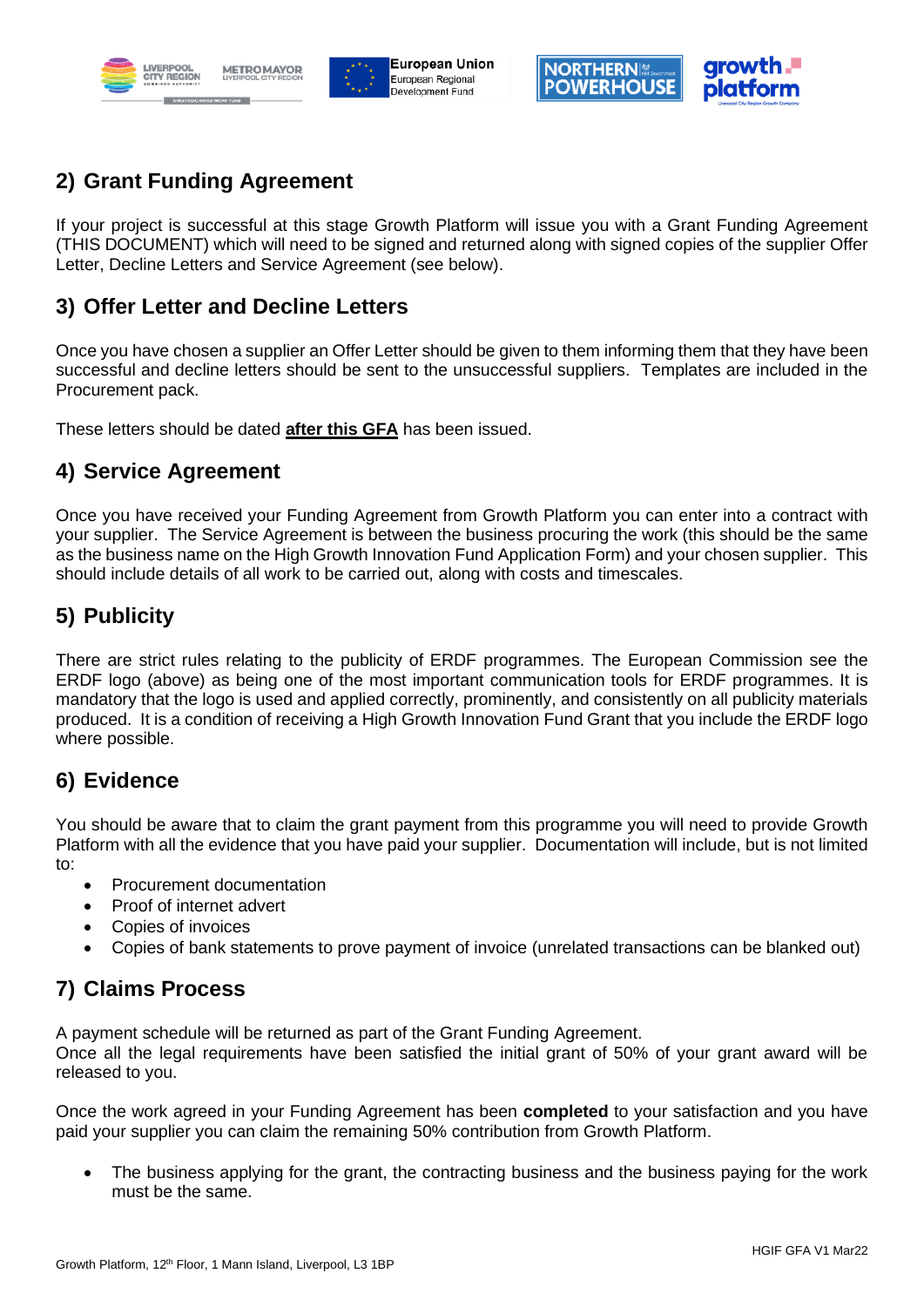## 2) Grant Funding Agreement

If your project is successful at this stage Growth Platform will issue you with a Grant Funding Agreement (THIS DOCUMENT) which will need to be signed and returned along with signed copies of the supplier Offer Letter, Decline Letters and Service Agreement (see below).

## 3) Offer Letter and Decline Letters

Once you have chosen a supplier an Offer Letter should be given to them informing them that they have been successful and decline letters should be sent to the unsuccessful suppliers. Templates are included in the Procurement pack.

These letters should be dated **after this GFA** has been issued.

## 4) Service Agreement

Once you have received your Funding Agreement from Growth Platform you can enter into a contract with your supplier. The Service Agreement is between the business procuring the work (this should be the same as the business name on the High Growth Innovation Fund Application Form) and your chosen supplier. This should include details of all work to be carried out, along with costs and timescales.

## 5) Publicity

There are strict rules relating to the publicity of ERDF programmes. The European Commission see the ERDF logo (above) as being one of the most important communication tools for ERDF programmes. It is mandatory that the logo is used and applied correctly, prominently, and consistently on all publicity materials produced. It is a condition of receiving a High Growth Innovation Fund Grant that you include the ERDF logo where possible.

## 6) Evidence

You should be aware that to claim the grant payment from this programme you will need to provide Growth Platform with all the evidence that you have paid your supplier. Documentation will include, but is not limited to:

- Procurement documentation
- Proof of internet advert
- Copies of invoices
- Copies of bank statements to prove payment of invoice (unrelated transactions can be blanked out)

## 7) Claims Process

A payment schedule will be returned as part of the Grant Funding Agreement.
Once all the legal requirements have been satisfied the initial grant of 50% of your grant award will be released to you.

Once the work agreed in your Funding Agreement has been **completed** to your satisfaction and you have paid your supplier you can claim the remaining 50% contribution from Growth Platform.

- The business applying for the grant, the contracting business and the business paying for the work must be the same.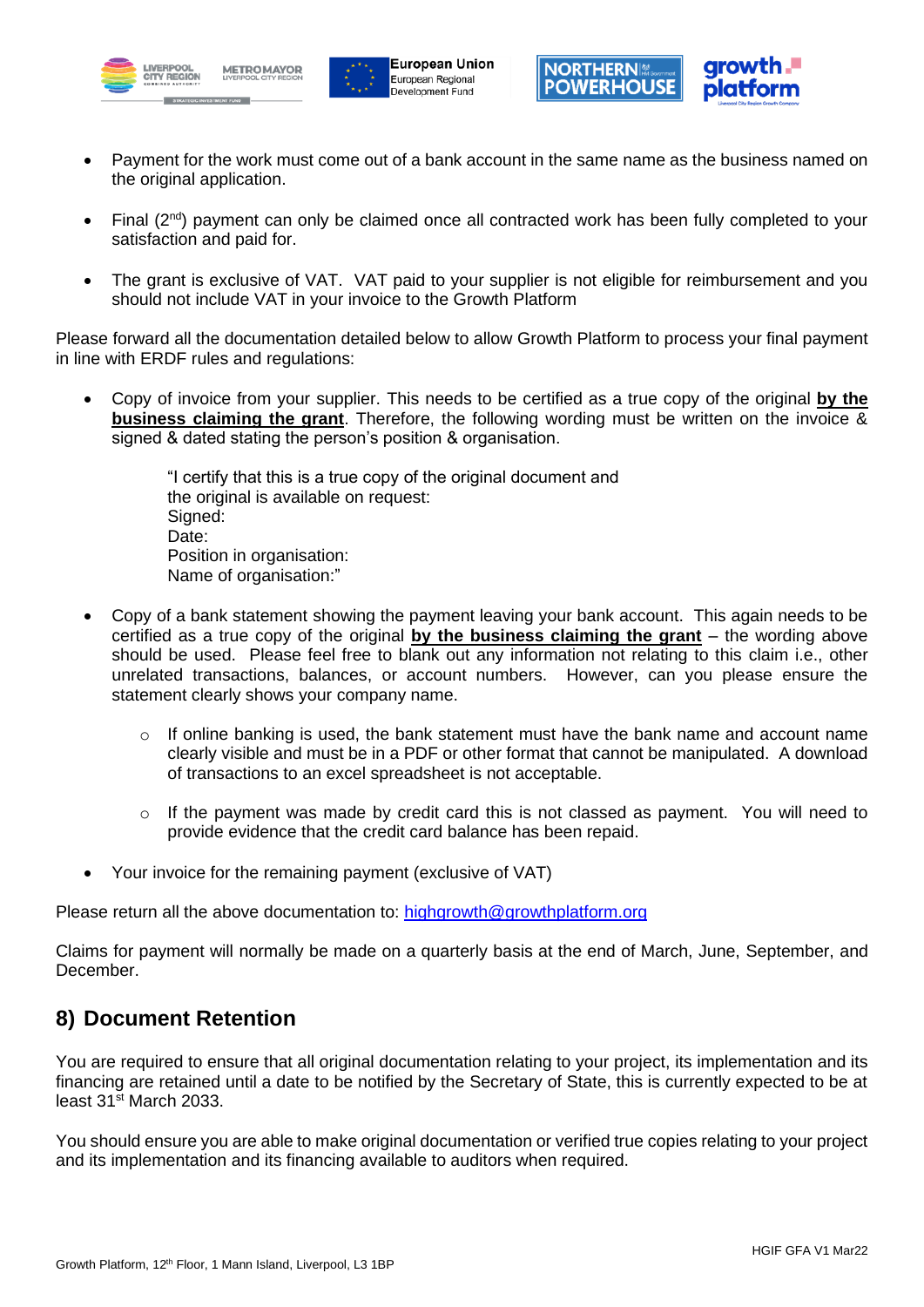- Payment for the work must come out of a bank account in the same name as the business named on the original application.

- Final (2nd) payment can only be claimed once all contracted work has been fully completed to your satisfaction and paid for.

- The grant is exclusive of VAT. VAT paid to your supplier is not eligible for reimbursement and you should not include VAT in your invoice to the Growth Platform

Please forward all the documentation detailed below to allow Growth Platform to process your final payment in line with ERDF rules and regulations:

- Copy of invoice from your supplier. This needs to be certified as a true copy of the original **by the business claiming the grant**. Therefore, the following wording must be written on the invoice & signed & dated stating the person's position & organisation.

  "I certify that this is a true copy of the original document and
  the original is available on request:
  Signed:
  Date:
  Position in organisation:
  Name of organisation:"

- Copy of a bank statement showing the payment leaving your bank account. This again needs to be certified as a true copy of the original **by the business claiming the grant** – the wording above should be used. Please feel free to blank out any information not relating to this claim i.e., other unrelated transactions, balances, or account numbers. However, can you please ensure the statement clearly shows your company name.

  - If online banking is used, the bank statement must have the bank name and account name clearly visible and must be in a PDF or other format that cannot be manipulated. A download of transactions to an excel spreadsheet is not acceptable.

  - If the payment was made by credit card this is not classed as payment. You will need to provide evidence that the credit card balance has been repaid.

- Your invoice for the remaining payment (exclusive of VAT)

Please return all the above documentation to: highgrowth@growthplatform.org

Claims for payment will normally be made on a quarterly basis at the end of March, June, September, and December.

## 8) Document Retention

You are required to ensure that all original documentation relating to your project, its implementation and its financing are retained until a date to be notified by the Secretary of State, this is currently expected to be at least 31st March 2033.

You should ensure you are able to make original documentation or verified true copies relating to your project and its implementation and its financing available to auditors when required.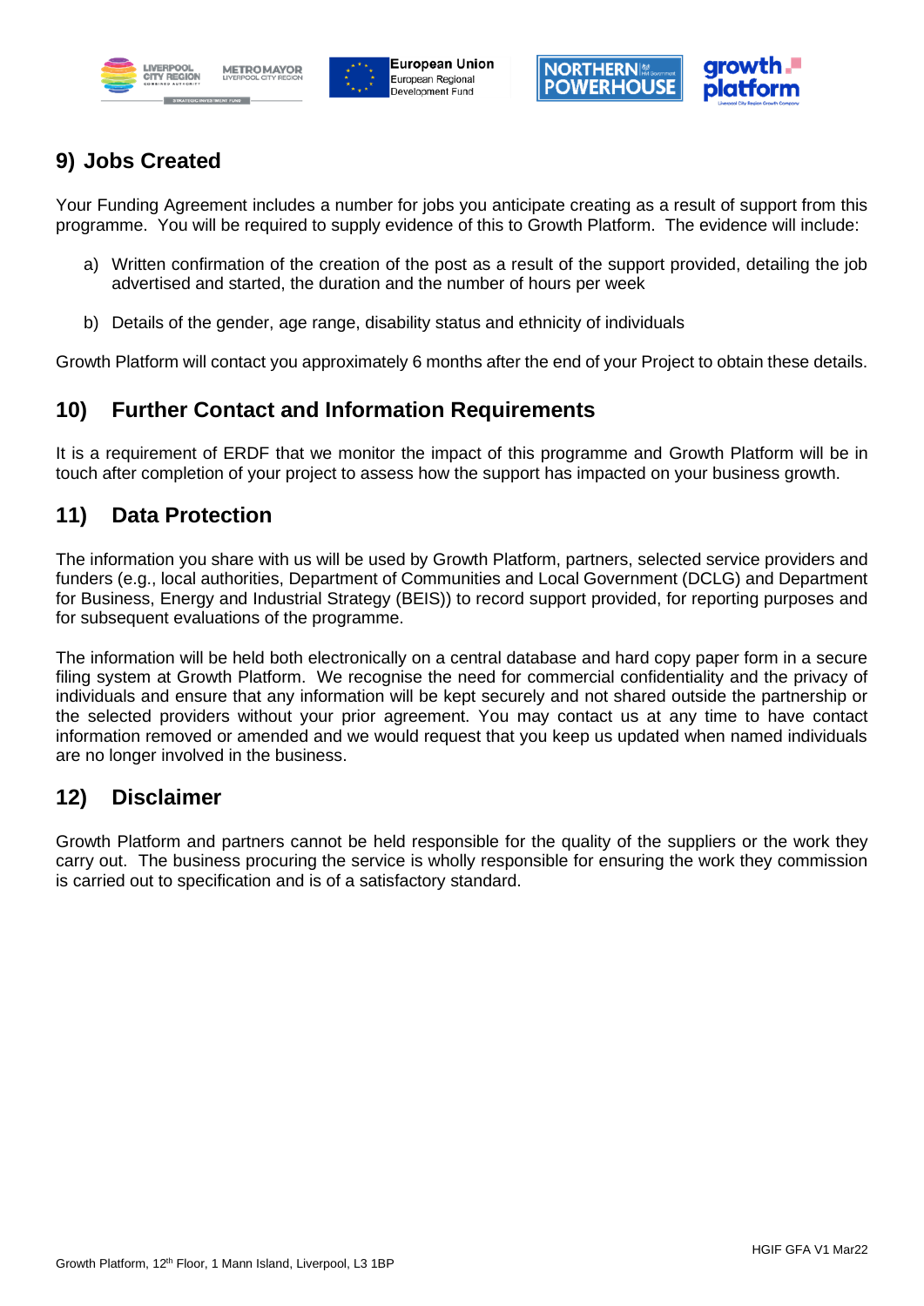## 9) Jobs Created

Your Funding Agreement includes a number for jobs you anticipate creating as a result of support from this programme. You will be required to supply evidence of this to Growth Platform. The evidence will include:

a) Written confirmation of the creation of the post as a result of the support provided, detailing the job advertised and started, the duration and the number of hours per week

b) Details of the gender, age range, disability status and ethnicity of individuals

Growth Platform will contact you approximately 6 months after the end of your Project to obtain these details.

## 10) Further Contact and Information Requirements

It is a requirement of ERDF that we monitor the impact of this programme and Growth Platform will be in touch after completion of your project to assess how the support has impacted on your business growth.

## 11) Data Protection

The information you share with us will be used by Growth Platform, partners, selected service providers and funders (e.g., local authorities, Department of Communities and Local Government (DCLG) and Department for Business, Energy and Industrial Strategy (BEIS)) to record support provided, for reporting purposes and for subsequent evaluations of the programme.

The information will be held both electronically on a central database and hard copy paper form in a secure filing system at Growth Platform. We recognise the need for commercial confidentiality and the privacy of individuals and ensure that any information will be kept securely and not shared outside the partnership or the selected providers without your prior agreement. You may contact us at any time to have contact information removed or amended and we would request that you keep us updated when named individuals are no longer involved in the business.

## 12) Disclaimer

Growth Platform and partners cannot be held responsible for the quality of the suppliers or the work they carry out. The business procuring the service is wholly responsible for ensuring the work they commission is carried out to specification and is of a satisfactory standard.